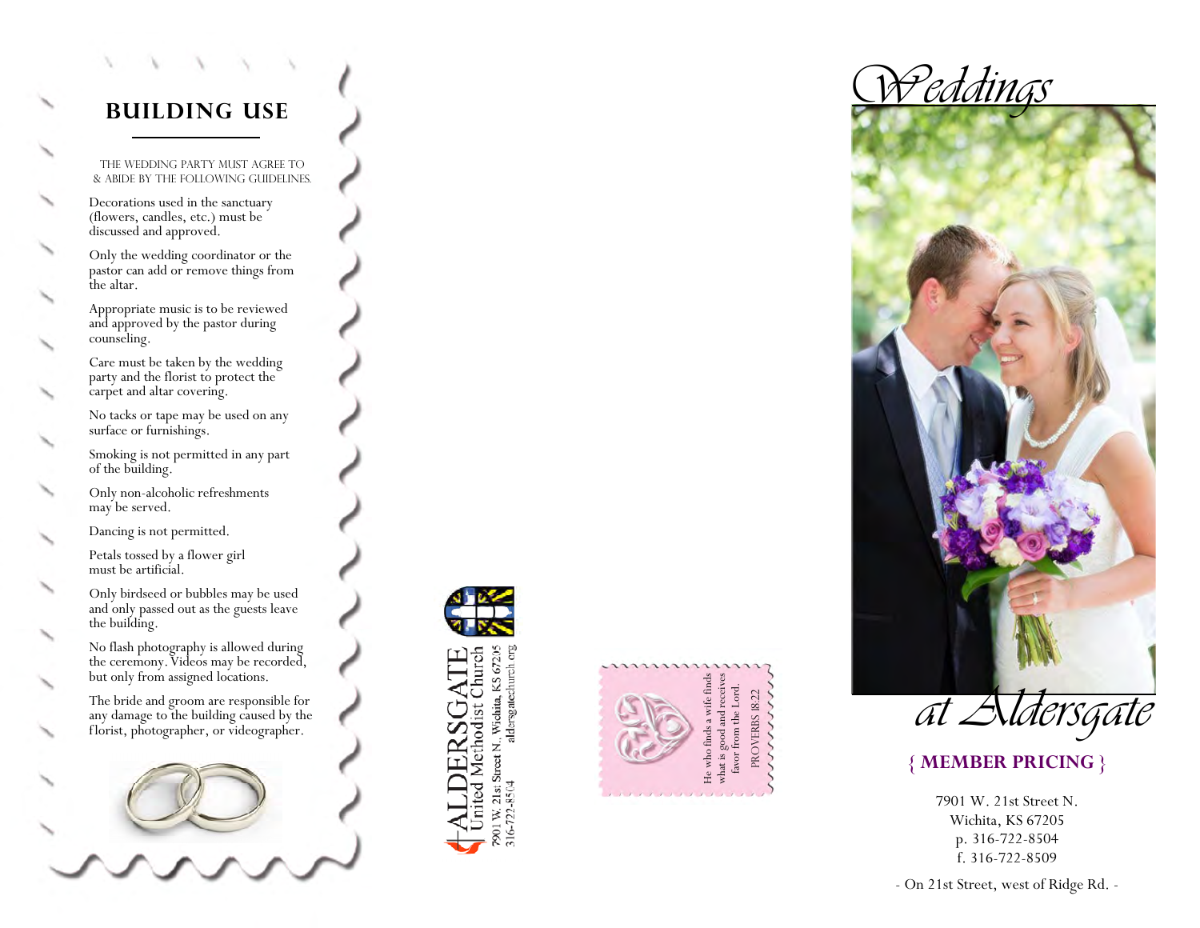## BUILDING USE

THE WEDDING PARTY MUST AGREE TO & ABIDE BY THE FOLLOWING GUIDELINES.

Decorations used in the sanctuary (flowers, candles, etc.) must be discussed and approved.

Only the wedding coordinator or the pastor can add or remove things from the altar.

Appropriate music is to be reviewed and approved by the pastor during counseling.

Care must be taken by the wedding party and the florist to protect the carpet and altar covering.

No tacks or tape may be used on any surface or furnishings.

Smoking is not permitted in any part of the building.

Only non-alcoholic refreshments may be served.

Dancing is not permitted.

Petals tossed by a flower girl must be artificial.

Only birdseed or bubbles may be used and only passed out as the guests leave the building.

No flash photography is allowed during the ceremony. Videos may be recorded, but only from assigned locations.

The bride and groom are responsible for any damage to the building caused by the florist, photographer, or videographer.

ALDERSGATE
United Methodist Church
7901 W. 21st Street N., Wichita, KS 67205
316-722-8504 aldersgatechurch.org

He who finds a wife finds what is good and receives favor from the Lord.
PROVERBS 18:22

# *Weddings at Aldersgate*

**{ MEMBER PRICING }**

7901 W. 21st Street N.
Wichita, KS 67205
p. 316-722-8504
f. 316-722-8509

- On 21st Street, west of Ridge Rd. -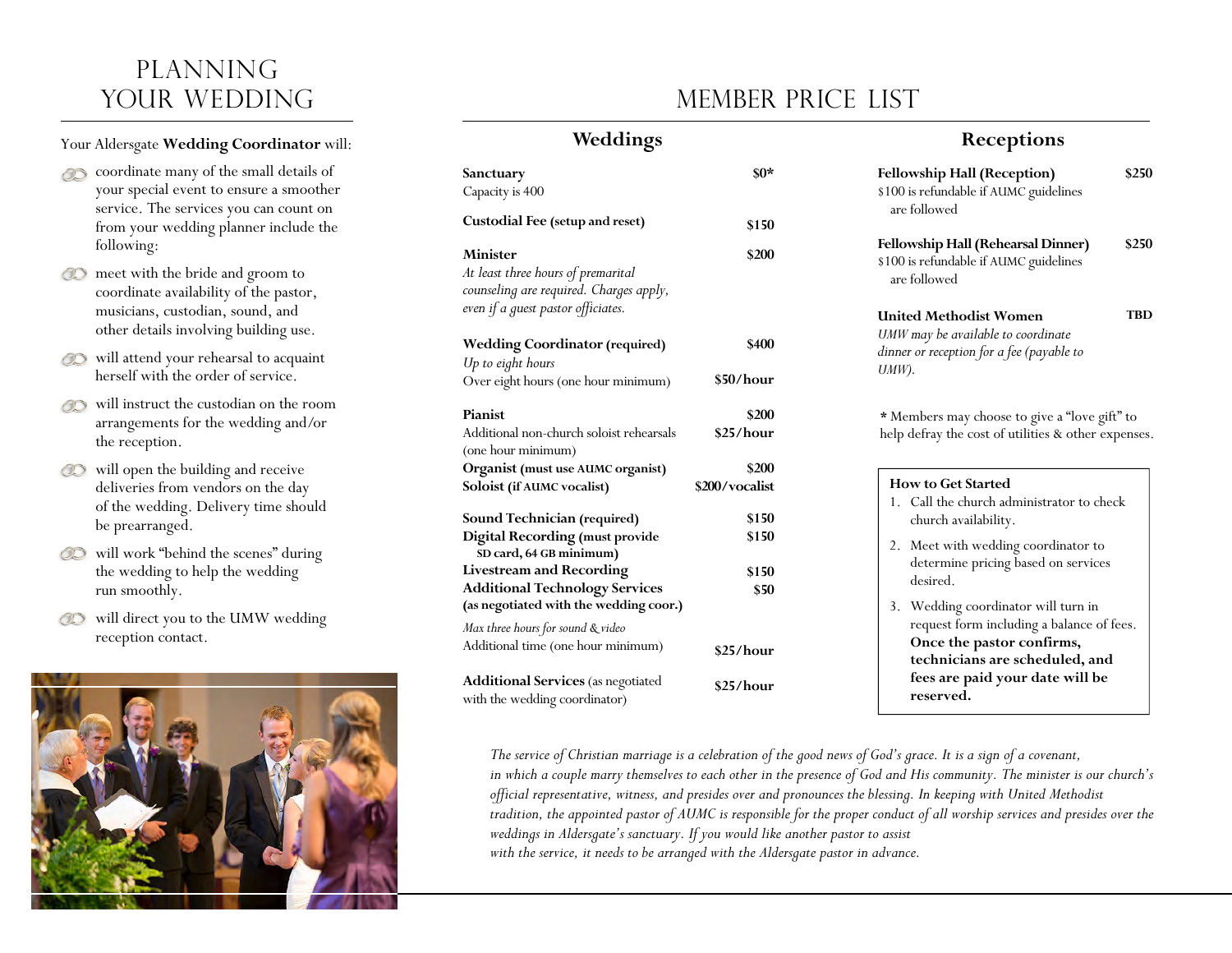# PLANNING YOUR WEDDING

Your Aldersgate **Wedding Coordinator** will:

- coordinate many of the small details of your special event to ensure a smoother service. The services you can count on from your wedding planner include the following:
- meet with the bride and groom to coordinate availability of the pastor, musicians, custodian, sound, and other details involving building use.
- will attend your rehearsal to acquaint herself with the order of service.
- will instruct the custodian on the room arrangements for the wedding and/or the reception.
- will open the building and receive deliveries from vendors on the day of the wedding. Delivery time should be prearranged.
- will work "behind the scenes" during the wedding to help the wedding run smoothly.
- will direct you to the UMW wedding reception contact.

# MEMBER PRICE LIST

## Weddings

| | |
|---|---|
| **Sanctuary**<br>Capacity is 400 | **$0*** |
| **Custodial Fee (setup and reset)** | **$150** |
| **Minister**<br>*At least three hours of premarital counseling are required. Charges apply, even if a guest pastor officiates.* | **$200** |
| **Wedding Coordinator (required)**<br>*Up to eight hours* | **$400** |
| Over eight hours (one hour minimum) | **$50/hour** |
| **Pianist** | **$200** |
| Additional non-church soloist rehearsals (one hour minimum) | **$25/hour** |
| **Organist (must use AUMC organist)** | **$200** |
| **Soloist (if AUMC vocalist)** | **$200/vocalist** |
| **Sound Technician (required)** | **$150** |
| **Digital Recording (must provide SD card, 64 GB minimum)** | **$150** |
| **Livestream and Recording** | **$150** |
| **Additional Technology Services (as negotiated with the wedding coor.)** | **$50** |
| *Max three hours for sound & video*<br>Additional time (one hour minimum) | **$25/hour** |
| **Additional Services** (as negotiated with the wedding coordinator) | **$25/hour** |

## Receptions

| | |
|---|---|
| **Fellowship Hall (Reception)**<br>$100 is refundable if AUMC guidelines are followed | **$250** |
| **Fellowship Hall (Rehearsal Dinner)**<br>$100 is refundable if AUMC guidelines are followed | **$250** |
| **United Methodist Women**<br>*UMW may be available to coordinate dinner or reception for a fee (payable to UMW).* | **TBD** |

**\*** Members may choose to give a "love gift" to help defray the cost of utilities & other expenses.

**How to Get Started**

1. Call the church administrator to check church availability.
2. Meet with wedding coordinator to determine pricing based on services desired.
3. Wedding coordinator will turn in request form including a balance of fees. **Once the pastor confirms, technicians are scheduled, and fees are paid your date will be reserved.**

*The service of Christian marriage is a celebration of the good news of God's grace. It is a sign of a covenant, in which a couple marry themselves to each other in the presence of God and His community. The minister is our church's official representative, witness, and presides over and pronounces the blessing. In keeping with United Methodist tradition, the appointed pastor of AUMC is responsible for the proper conduct of all worship services and presides over the weddings in Aldersgate's sanctuary. If you would like another pastor to assist with the service, it needs to be arranged with the Aldersgate pastor in advance.*